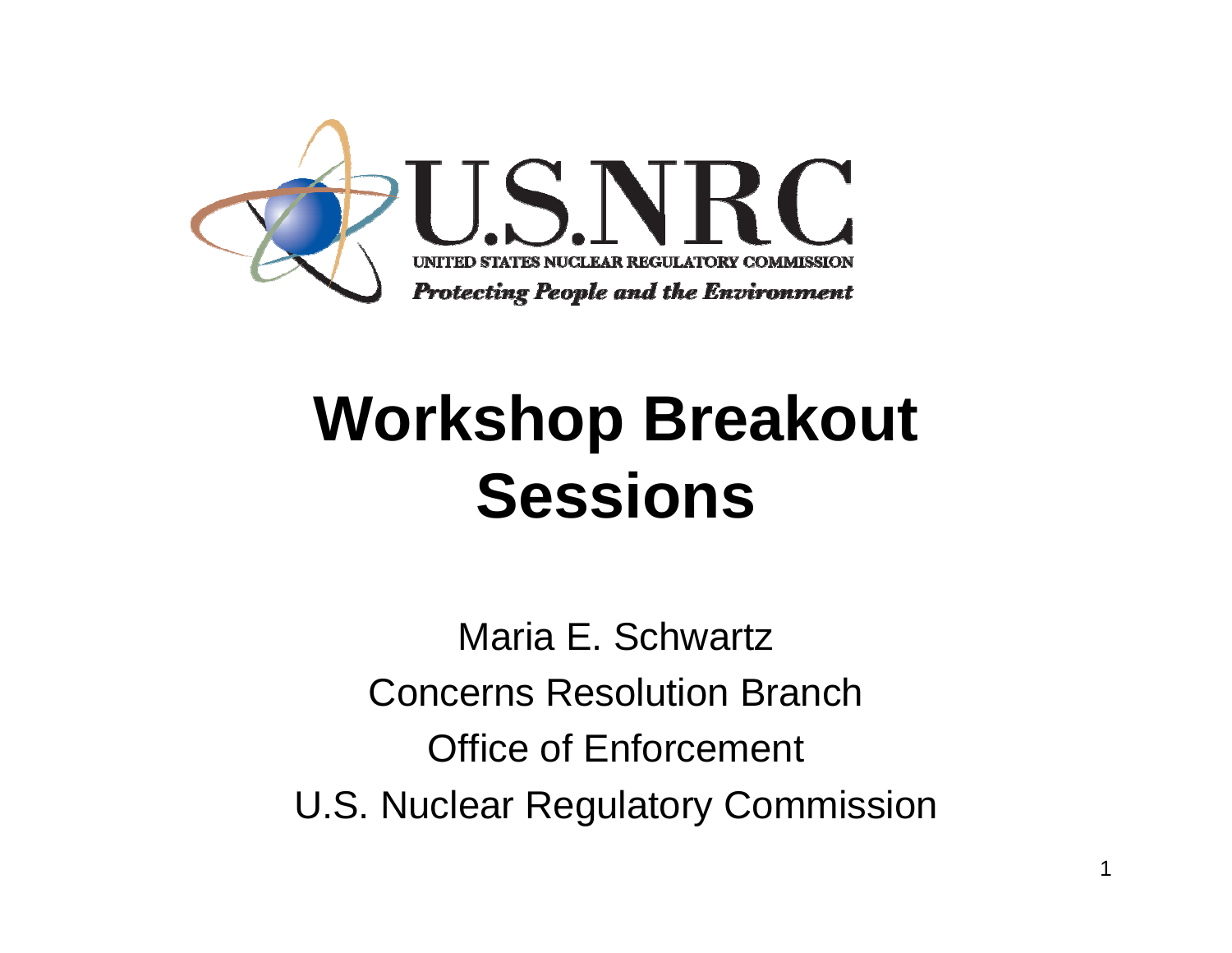U.S.NRC

UNITED STATES NUCLEAR REGULATORY COMMISSION

*Protecting People and the Environment*

# Workshop Breakout Sessions

Maria E. Schwartz

Concerns Resolution Branch

Office of Enforcement

U.S. Nuclear Regulatory Commission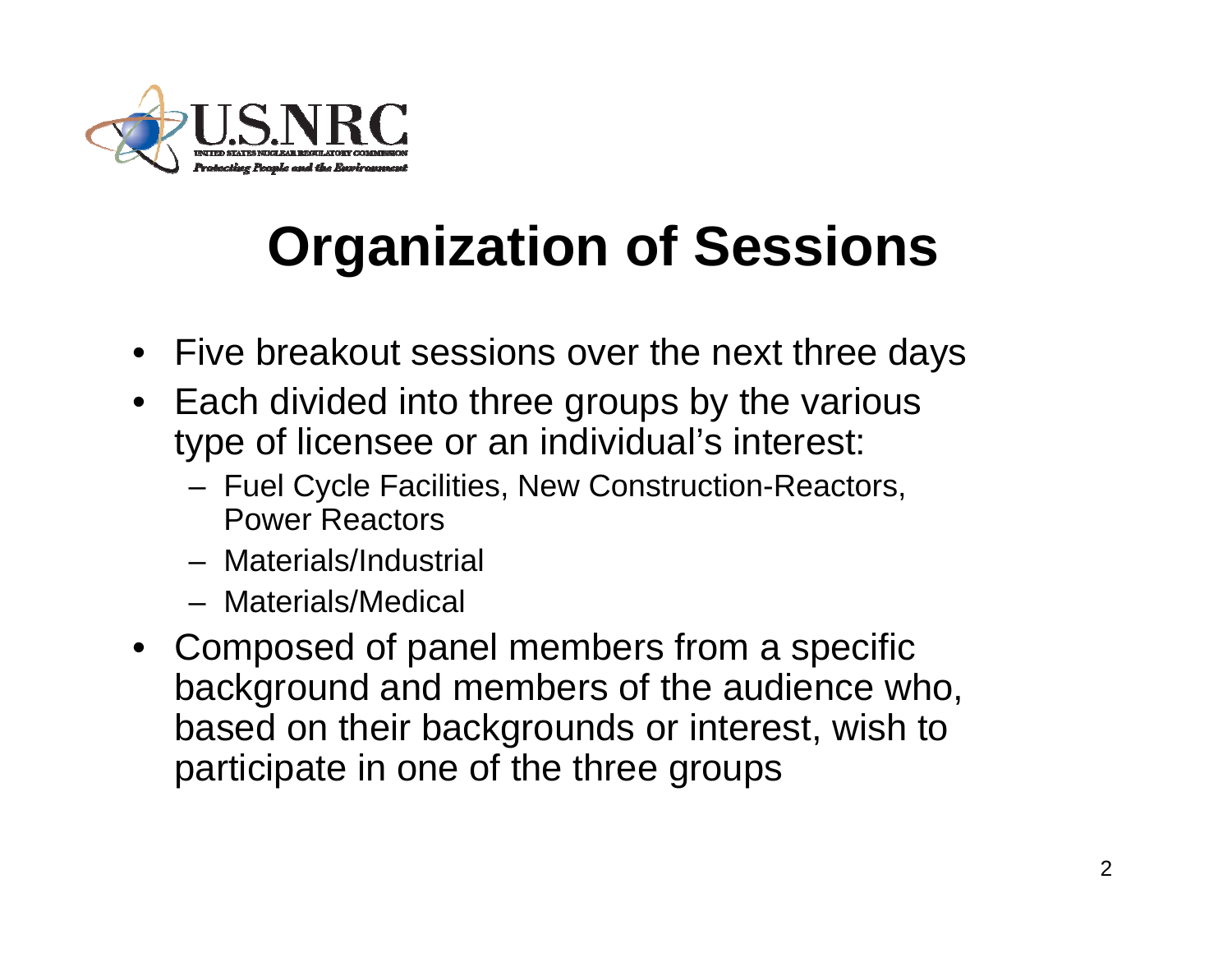# Organization of Sessions

- Five breakout sessions over the next three days
- Each divided into three groups by the various type of licensee or an individual's interest:
  - Fuel Cycle Facilities, New Construction-Reactors, Power Reactors
  - Materials/Industrial
  - Materials/Medical
- Composed of panel members from a specific background and members of the audience who, based on their backgrounds or interest, wish to participate in one of the three groups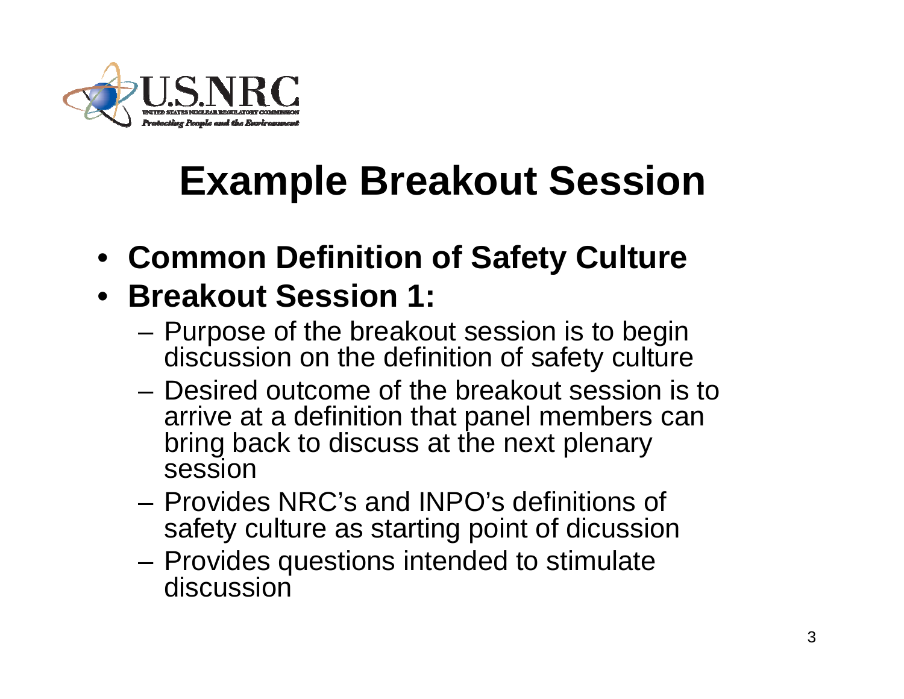# Example Breakout Session

- **Common Definition of Safety Culture**
- **Breakout Session 1:**
  - Purpose of the breakout session is to begin discussion on the definition of safety culture
  - Desired outcome of the breakout session is to arrive at a definition that panel members can bring back to discuss at the next plenary session
  - Provides NRC's and INPO's definitions of safety culture as starting point of dicussion
  - Provides questions intended to stimulate discussion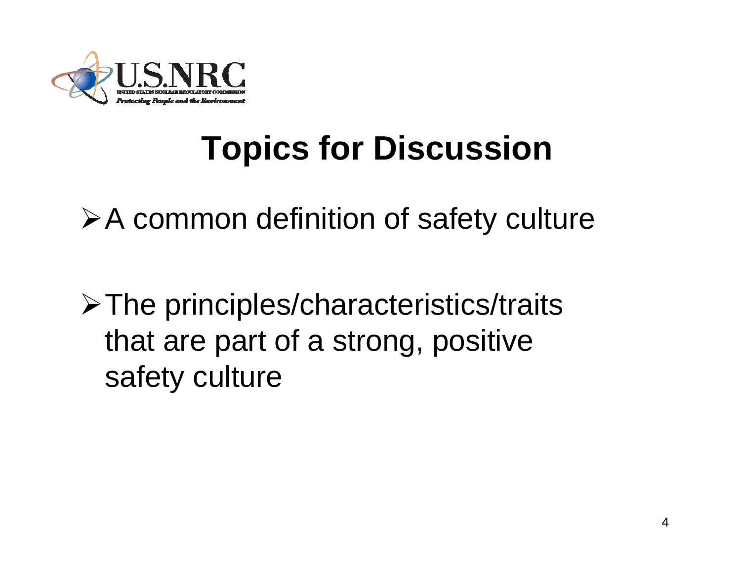# Topics for Discussion

- A common definition of safety culture
- The principles/characteristics/traits that are part of a strong, positive safety culture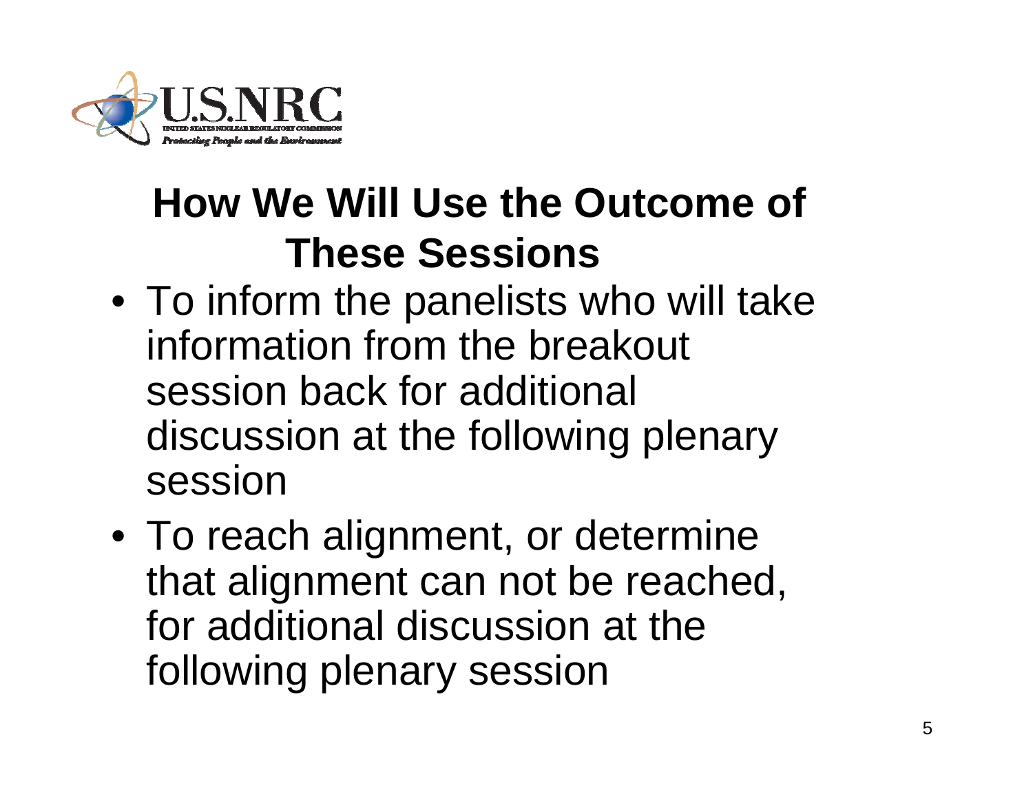# How We Will Use the Outcome of These Sessions

- To inform the panelists who will take information from the breakout session back for additional discussion at the following plenary session
- To reach alignment, or determine that alignment can not be reached, for additional discussion at the following plenary session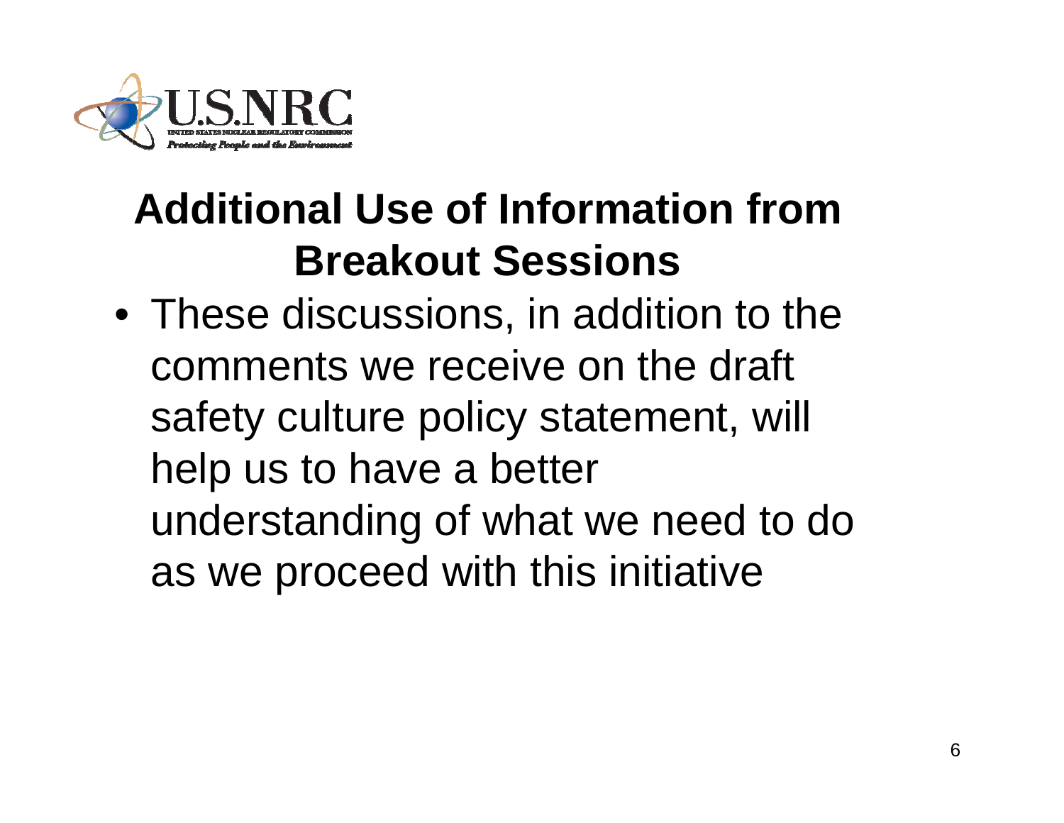# Additional Use of Information from Breakout Sessions

- These discussions, in addition to the comments we receive on the draft safety culture policy statement, will help us to have a better understanding of what we need to do as we proceed with this initiative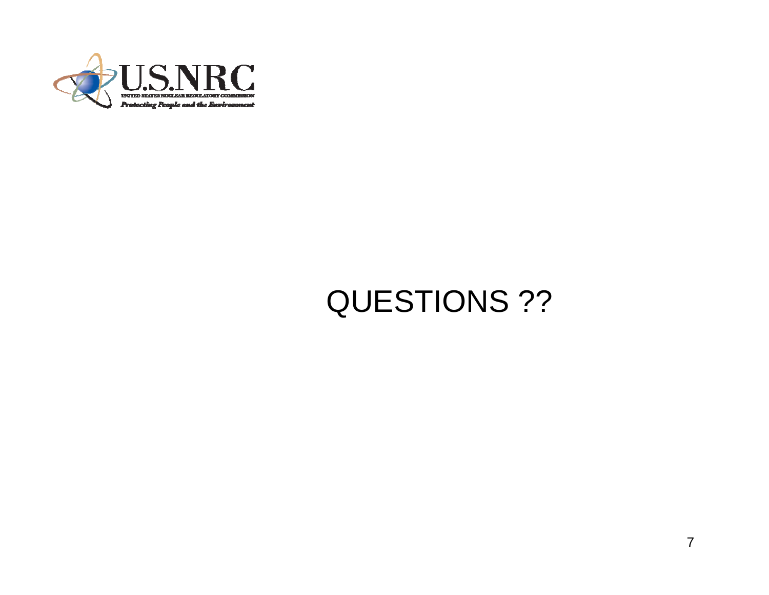U.S.NRC

UNITED STATES NUCLEAR REGULATORY COMMISSION

*Protecting People and the Environment*

# QUESTIONS ??